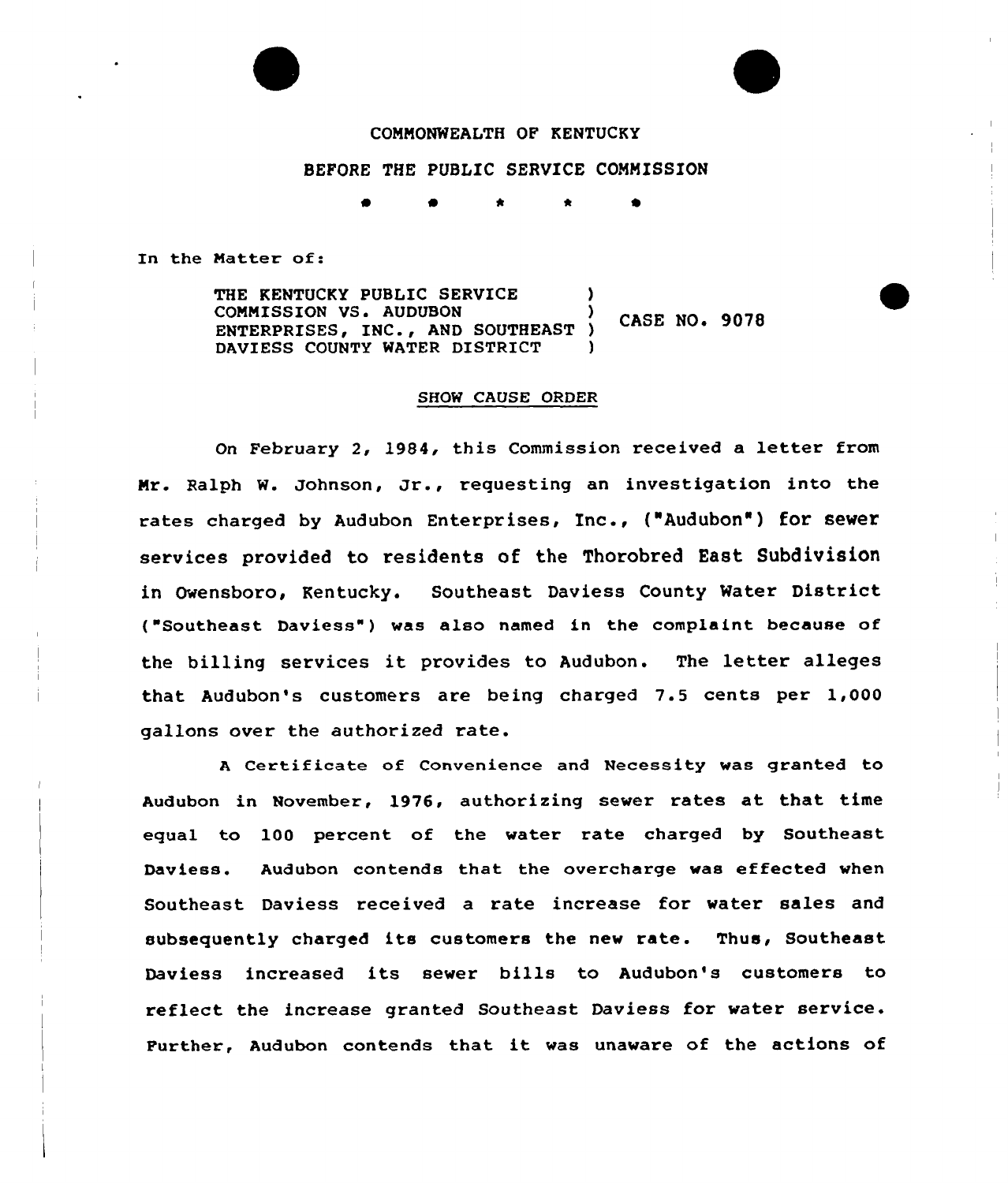COMMONWEALTH OF KENTUCKY

BEFORE THE PUBLIC SERVICE COMMISSION

\* \* \* \* \*

In the Matter of:

THE KENTUCKY PUBLIC SERVICE COMMISSION VS. AUDUBON ENTERPRISES, INC., AND SOUTHEAST DAVIESS COUNTY WATER DISTRICT ) CASE NO. 9078

SHOW CAUSE ORDER

On February 2, 1984, this Commission received a letter from Mr. Ralph W. Johnson, Jr., requesting an investigation into the rates charged by Audubon Enterprises, Inc., ("Audubon") for sewer services provided to residents of the Thorobred East Subdivision in Owensboro, Kentucky. Southeast Daviess County Water District ("Southeast Daviess") was also named in the complaint because of the billing services it provides to Audubon. The letter alleges that Audubon's customers are being charged 7.5 cents per 1,000 gallons over the authorized rate.

A Certificate of Convenience and Necessity was granted to Audubon in November, 1976, authorizing sewer rates at that time equal to 100 percent of the water rate charged by Southeast Daviess. Audubon contends that the overcharge was effected when Southeast Daviess received a rate increase for water sales and subsequently charged its customers the new rate. Thus, Southeast Daviess increased its sewer bills to Audubon's customers to reflect the increase granted Southeast Daviess for water service. Further, Audubon contends that it was unaware of the actions of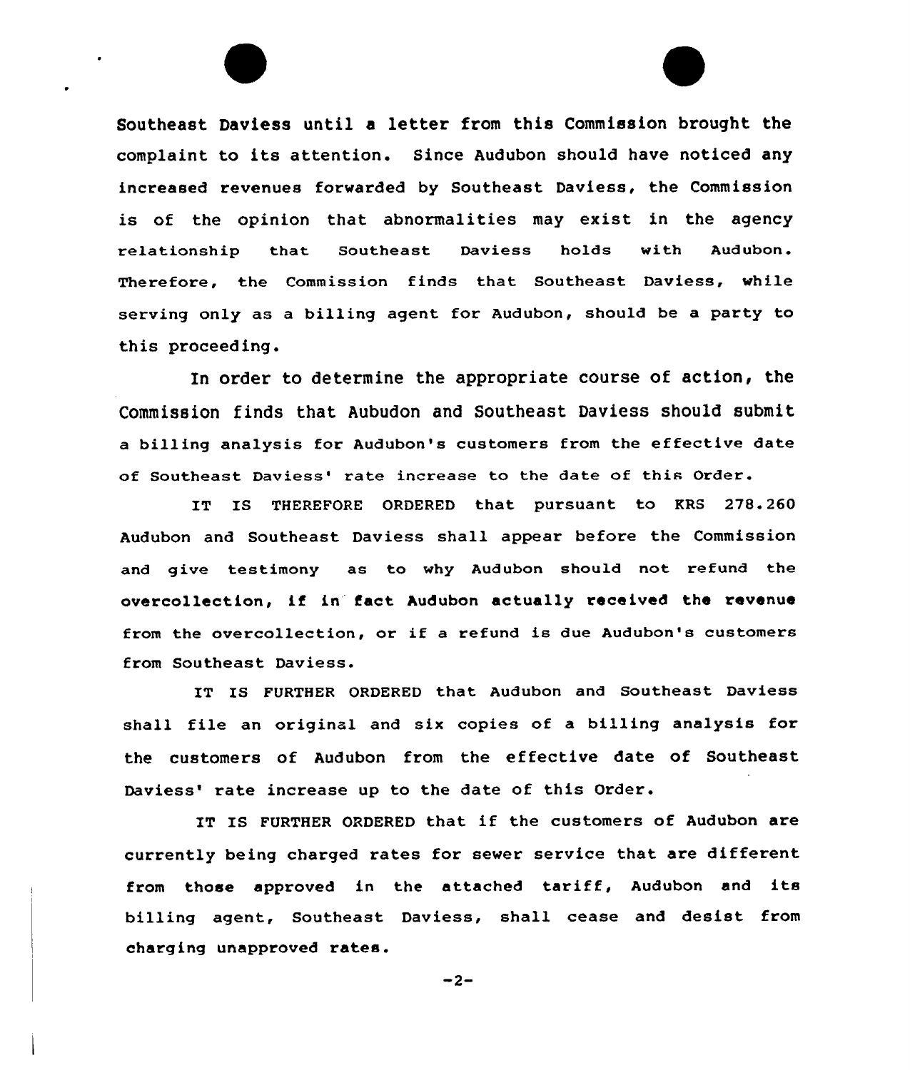Southeast Daviess until a letter from this Commission brought the complaint to its attention. Since Audubon should have noticed any increased revenues forwarded by Southeast Daviess, the Commission is of the opinion that abnormalities may exist in the agency relationship that Southeast Daviess holds with Audubon. Therefore, the Commission finds that Southeast Daviess, while serving only as a billing agent for Audubon, should be a party to this proceeding.

In order to determine the appropriate course of action, the Commission finds that Aubudon and Southeast Daviess should submit a billing analysis for Audubon's customers from the effective date of Southeast Daviess' rate increase to the date of this Order.

IT IS THEREFORE ORDERED that pursuant to KRS 278.260 Audubon and Southeast Daviess shall appear before the Commission and give testimony as to why Audubon should not refund the overcollection, if in fact Audubon actually received the revenue from the overcollection, or if a refund is due Audubon's customers from Southeast Daviess.

IT IS FURTHER ORDERED that Audubon and Southeast Daviess shall file an original and six copies of a billing analysis for the customers of Audubon from the effective date of Southeast Daviess' rate increase up to the date of this Order.

IT IS FURTHER ORDERED that if the customers of Audubon are currently being charged rates for sewer service that are different from those approved in the attached tariff, Audubon and its billing agent, Southeast Daviess, shall cease and desist from charging unapproved rates.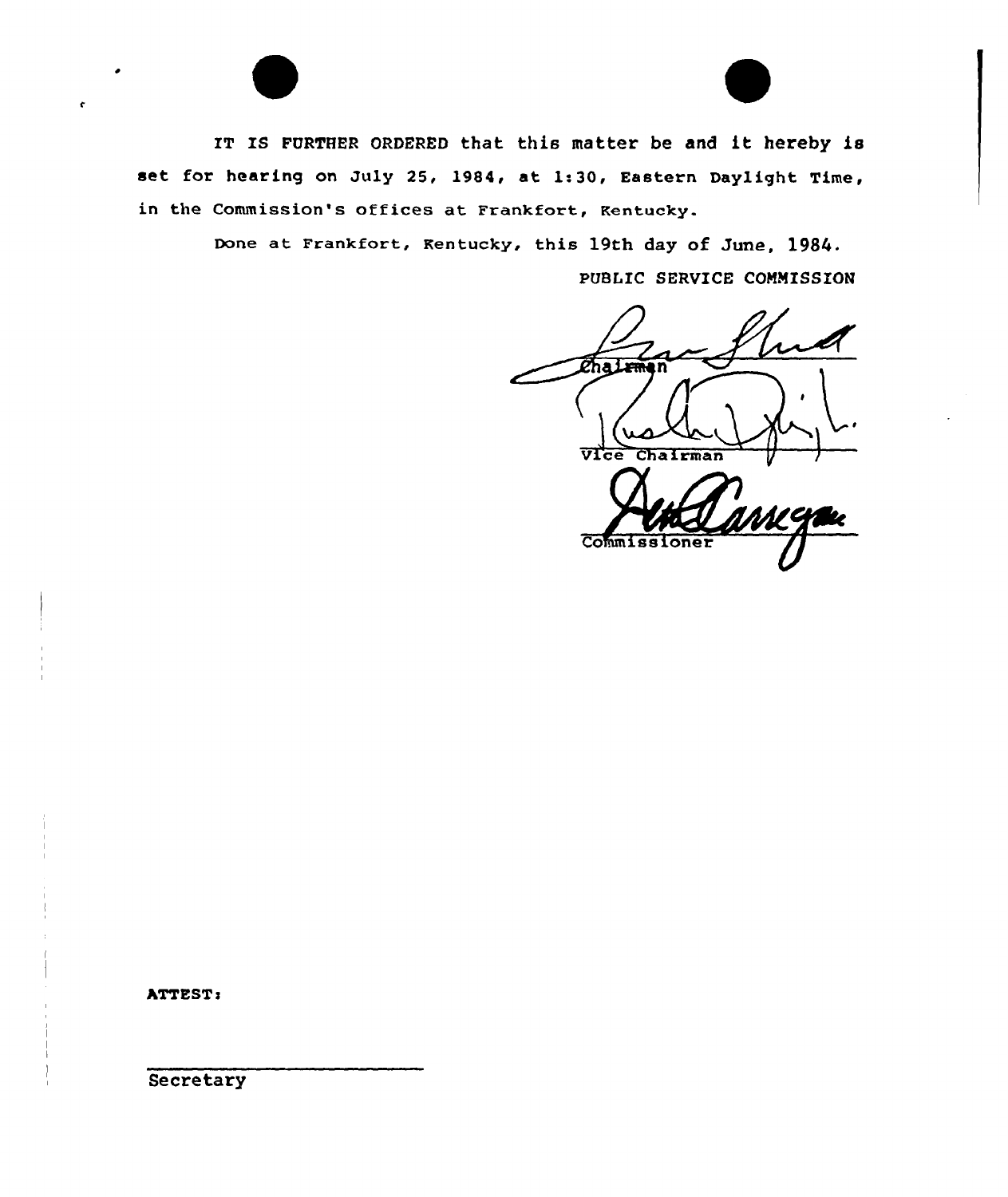IT IS FURTHER ORDERED that this matter be and it hereby is set for hearing on July 25, 1984, at 1:30, Eastern Daylight Time, in the Commission's offices at Frankfort, Kentucky.

Done at Frankfort, Kentucky, this 19th day of June, 1984.

PUBLIC SERVICE COMMISSION

Chairman

Vice Chairman

Commissioner

ATTEST:

Secretary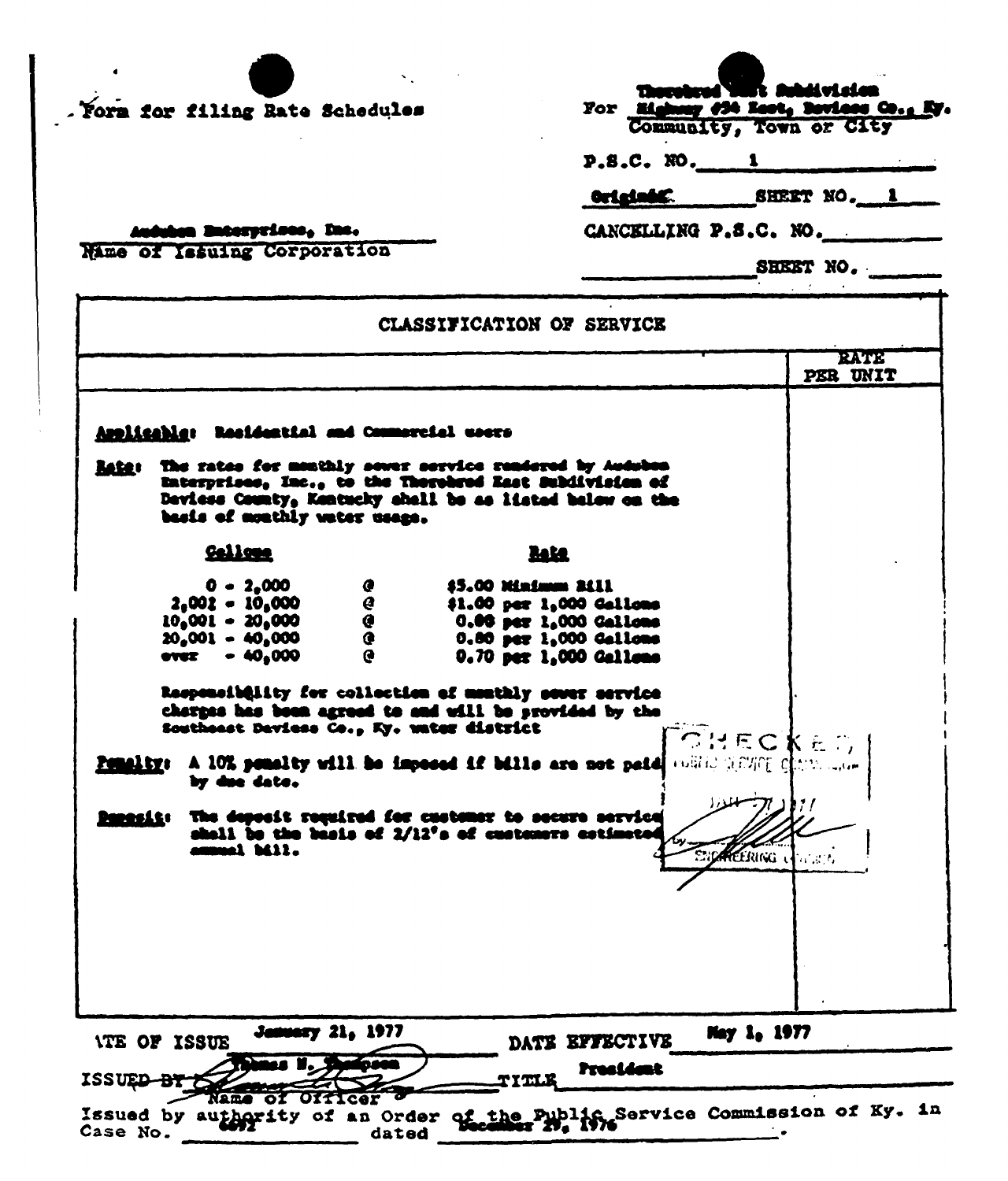Form for filing Rate Schedules

For Thorobred East Subdivision Highway #54 East, Daviess Co., Ky.
Community, Town or City

P.S.C. NO. 1

Original SHEET NO. 1

CANCELLING P.S.C. NO. ______

______ SHEET NO. ______

Audubon Enterprises, Inc.
Name of Issuing Corporation

## CLASSIFICATION OF SERVICE

RATE PER UNIT

**Applicable:** Residential and Commercial users

**Rate:** The rates for monthly sewer service rendered by Audubon Enterprises, Inc., to the Thorobred East Subdivision of Daviess County, Kentucky shall be as listed below on the basis of monthly water usage.

| Gallons | | Rate |
|---|---|---|
| 0 - 2,000 | @ | $5.00 Minimum Bill |
| 2,001 - 10,000 | @ | $1.00 per 1,000 Gallons |
| 10,001 - 20,000 | @ | 0.90 per 1,000 Gallons |
| 20,001 - 40,000 | @ | 0.80 per 1,000 Gallons |
| over - 40,000 | @ | 0.70 per 1,000 Gallons |

Responsibility for collection of monthly sewer service charges has been agreed to and will be provided by the Southeast Daviess Co., Ky. water district

**Penalty:** A 10% penalty will be imposed if bills are not paid by due date.

**Deposit:** The deposit required for customer to secure service shall be the basis of 2/12's of customers estimated annual bill.

CHECKED
PUBLIC SERVICE COMMISSION
JAN 27 1977
by ______
ENGINEERING DIVISION

DATE OF ISSUE January 21, 1977 DATE EFFECTIVE May 1, 1977

ISSUED BY Thomas N. Thompson TITLE President
Name of Officer

Issued by authority of an Order of the Public Service Commission of Ky. in Case No. 6692 dated December 29, 1976.